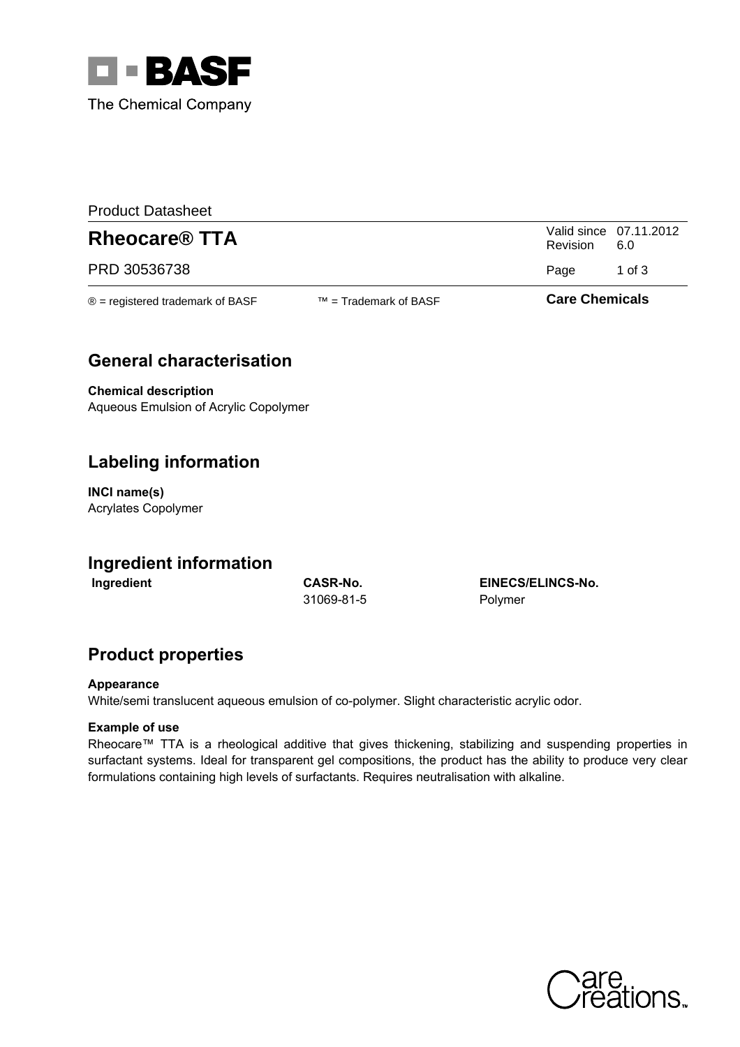Product Datasheet

# Rheocare® TTA

| | |
|---|---|
| Valid since | 07.11.2012 |
| Revision | 6.0 |

PRD 30536738

® = registered trademark of BASF ™ = Trademark of BASF **Care Chemicals**

## General characterisation

**Chemical description**
Aqueous Emulsion of Acrylic Copolymer

## Labeling information

**INCI name(s)**
Acrylates Copolymer

## Ingredient information

| Ingredient | CASR-No. | EINECS/ELINCS-No. |
|---|---|---|
| | 31069-81-5 | Polymer |

## Product properties

**Appearance**
White/semi translucent aqueous emulsion of co-polymer. Slight characteristic acrylic odor.

**Example of use**
Rheocare™ TTA is a rheological additive that gives thickening, stabilizing and suspending properties in surfactant systems. Ideal for transparent gel compositions, the product has the ability to produce very clear formulations containing high levels of surfactants. Requires neutralisation with alkaline.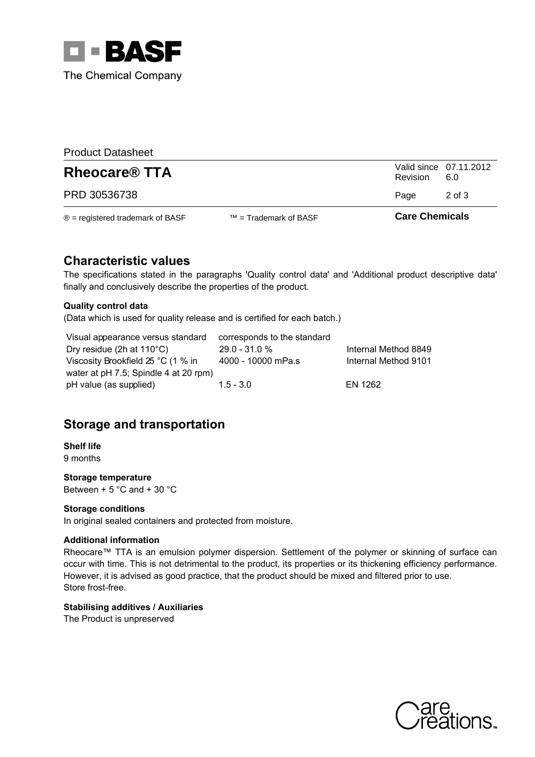Product Datasheet

# Rheocare® TTA

| | |
|---|---|
| Valid since | 07.11.2012 |
| Revision | 6.0 |

PRD 30536738

® = registered trademark of BASF ™ = Trademark of BASF **Care Chemicals**

## Characteristic values

The specifications stated in the paragraphs 'Quality control data' and 'Additional product descriptive data' finally and conclusively describe the properties of the product.

**Quality control data**

(Data which is used for quality release and is certified for each batch.)

| | | |
|---|---|---|
| Visual appearance versus standard | corresponds to the standard | |
| Dry residue (2h at 110°C) | 29.0 - 31.0 % | Internal Method 8849 |
| Viscosity Brookfield 25 °C (1 % in water at pH 7.5; Spindle 4 at 20 rpm) | 4000 - 10000 mPa.s | Internal Method 9101 |
| pH value (as supplied) | 1.5 - 3.0 | EN 1262 |

## Storage and transportation

**Shelf life**

9 months

**Storage temperature**

Between + 5 °C and + 30 °C

**Storage conditions**

In original sealed containers and protected from moisture.

**Additional information**

Rheocare™ TTA is an emulsion polymer dispersion. Settlement of the polymer or skinning of surface can occur with time. This is not detrimental to the product, its properties or its thickening efficiency performance. However, it is advised as good practice, that the product should be mixed and filtered prior to use.
Store frost-free.

**Stabilising additives / Auxiliaries**

The Product is unpreserved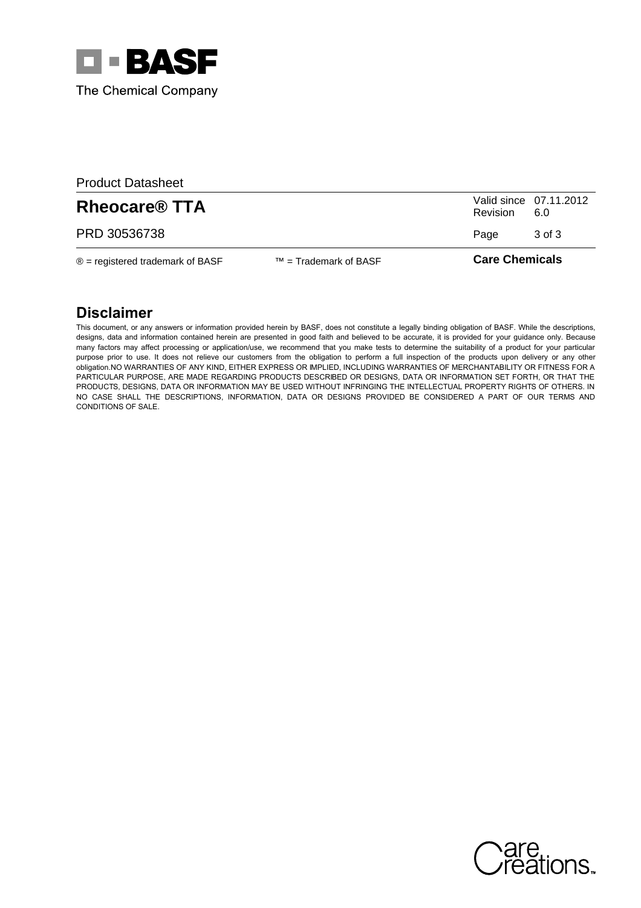## Disclaimer

This document, or any answers or information provided herein by BASF, does not constitute a legally binding obligation of BASF. While the descriptions, designs, data and information contained herein are presented in good faith and believed to be accurate, it is provided for your guidance only. Because many factors may affect processing or application/use, we recommend that you make tests to determine the suitability of a product for your particular purpose prior to use. It does not relieve our customers from the obligation to perform a full inspection of the products upon delivery or any other obligation.NO WARRANTIES OF ANY KIND, EITHER EXPRESS OR IMPLIED, INCLUDING WARRANTIES OF MERCHANTABILITY OR FITNESS FOR A PARTICULAR PURPOSE, ARE MADE REGARDING PRODUCTS DESCRIBED OR DESIGNS, DATA OR INFORMATION SET FORTH, OR THAT THE PRODUCTS, DESIGNS, DATA OR INFORMATION MAY BE USED WITHOUT INFRINGING THE INTELLECTUAL PROPERTY RIGHTS OF OTHERS. IN NO CASE SHALL THE DESCRIPTIONS, INFORMATION, DATA OR DESIGNS PROVIDED BE CONSIDERED A PART OF OUR TERMS AND CONDITIONS OF SALE.